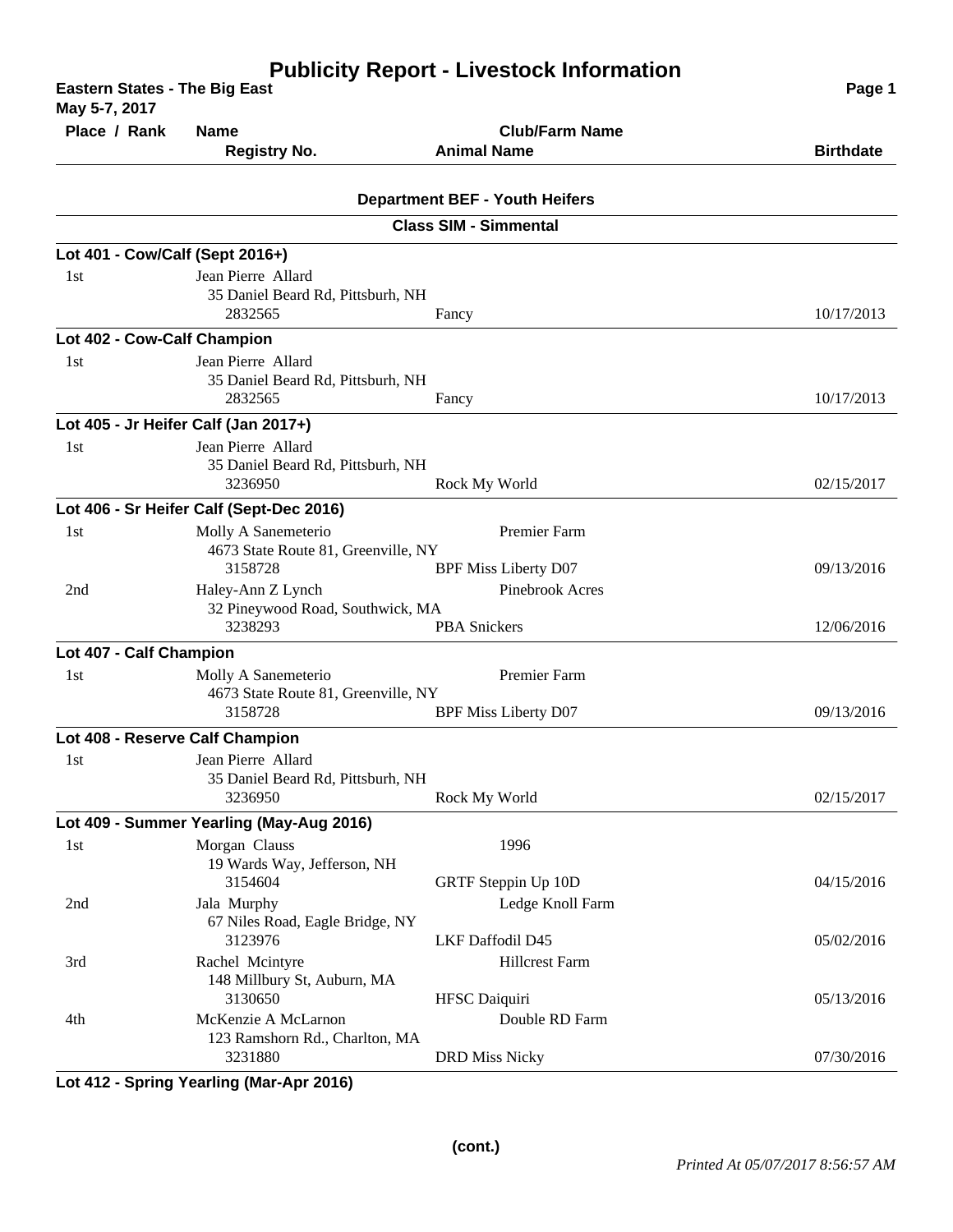# Publicity Report - Livestock Information

**Eastern States - The Big East**
**May 5-7, 2017**

| Place / Rank | Name / Registry No. | Club/Farm Name / Animal Name | Birthdate |
|---|---|---|---|

## Department BEF - Youth Heifers

### Class SIM - Simmental

**Lot 401 - Cow/Calf (Sept 2016+)**

| Place / Rank | Name / Registry No. | Club/Farm Name / Animal Name | Birthdate |
|---|---|---|---|
| 1st | Jean Pierre Allard<br>35 Daniel Beard Rd, Pittsburh, NH<br>2832565 | Fancy | 10/17/2013 |

**Lot 402 - Cow-Calf Champion**

| Place / Rank | Name / Registry No. | Club/Farm Name / Animal Name | Birthdate |
|---|---|---|---|
| 1st | Jean Pierre Allard<br>35 Daniel Beard Rd, Pittsburh, NH<br>2832565 | Fancy | 10/17/2013 |

**Lot 405 - Jr Heifer Calf (Jan 2017+)**

| Place / Rank | Name / Registry No. | Club/Farm Name / Animal Name | Birthdate |
|---|---|---|---|
| 1st | Jean Pierre Allard<br>35 Daniel Beard Rd, Pittsburh, NH<br>3236950 | Rock My World | 02/15/2017 |

**Lot 406 - Sr Heifer Calf (Sept-Dec 2016)**

| Place / Rank | Name / Registry No. | Club/Farm Name / Animal Name | Birthdate |
|---|---|---|---|
| 1st | Molly A Sanemeterio<br>4673 State Route 81, Greenville, NY<br>3158728 | Premier Farm<br>BPF Miss Liberty D07 | 09/13/2016 |
| 2nd | Haley-Ann Z Lynch<br>32 Pineywood Road, Southwick, MA<br>3238293 | Pinebrook Acres<br>PBA Snickers | 12/06/2016 |

**Lot 407 - Calf Champion**

| Place / Rank | Name / Registry No. | Club/Farm Name / Animal Name | Birthdate |
|---|---|---|---|
| 1st | Molly A Sanemeterio<br>4673 State Route 81, Greenville, NY<br>3158728 | Premier Farm<br>BPF Miss Liberty D07 | 09/13/2016 |

**Lot 408 - Reserve Calf Champion**

| Place / Rank | Name / Registry No. | Club/Farm Name / Animal Name | Birthdate |
|---|---|---|---|
| 1st | Jean Pierre Allard<br>35 Daniel Beard Rd, Pittsburh, NH<br>3236950 | Rock My World | 02/15/2017 |

**Lot 409 - Summer Yearling (May-Aug 2016)**

| Place / Rank | Name / Registry No. | Club/Farm Name / Animal Name | Birthdate |
|---|---|---|---|
| 1st | Morgan Clauss<br>19 Wards Way, Jefferson, NH<br>3154604 | 1996<br>GRTF Steppin Up 10D | 04/15/2016 |
| 2nd | Jala Murphy<br>67 Niles Road, Eagle Bridge, NY<br>3123976 | Ledge Knoll Farm<br>LKF Daffodil D45 | 05/02/2016 |
| 3rd | Rachel Mcintyre<br>148 Millbury St, Auburn, MA<br>3130650 | Hillcrest Farm<br>HFSC Daiquiri | 05/13/2016 |
| 4th | McKenzie A McLarnon<br>123 Ramshorn Rd., Charlton, MA<br>3231880 | Double RD Farm<br>DRD Miss Nicky | 07/30/2016 |

**Lot 412 - Spring Yearling (Mar-Apr 2016)**

**(cont.)**

*Printed At 05/07/2017 8:56:57 AM*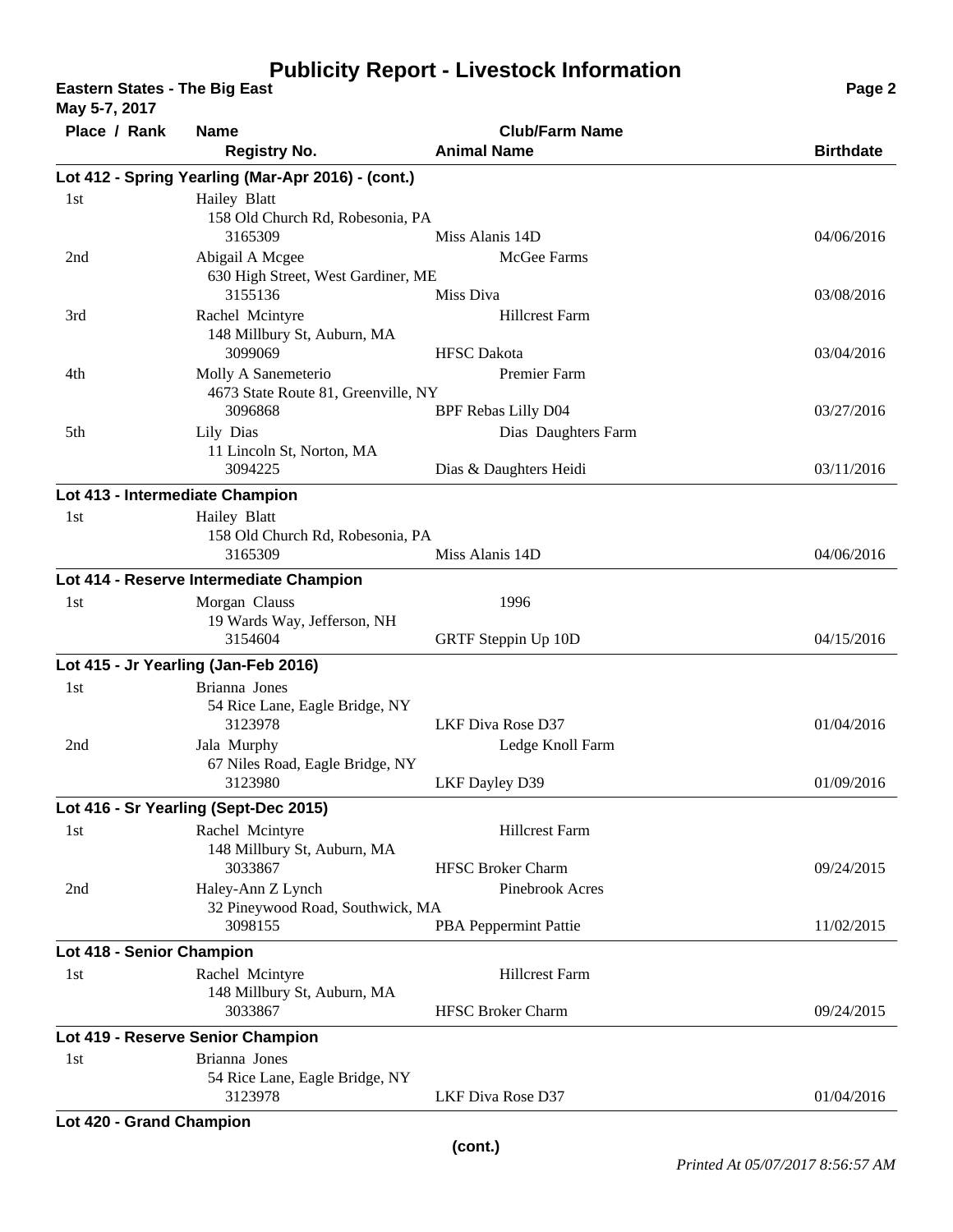# Publicity Report - Livestock Information

**Eastern States - The Big East**
**May 5-7, 2017**

| Place / Rank | Name / Registry No. | Club/Farm Name / Animal Name | Birthdate |
|---|---|---|---|
| **Lot 412 - Spring Yearling (Mar-Apr 2016) - (cont.)** | | | |
| 1st | Hailey Blatt<br>158 Old Church Rd, Robesonia, PA<br>3165309 | Miss Alanis 14D | 04/06/2016 |
| 2nd | Abigail A Mcgee<br>630 High Street, West Gardiner, ME<br>3155136 | McGee Farms<br>Miss Diva | 03/08/2016 |
| 3rd | Rachel Mcintyre<br>148 Millbury St, Auburn, MA<br>3099069 | Hillcrest Farm<br>HFSC Dakota | 03/04/2016 |
| 4th | Molly A Sanemeterio<br>4673 State Route 81, Greenville, NY<br>3096868 | Premier Farm<br>BPF Rebas Lilly D04 | 03/27/2016 |
| 5th | Lily Dias<br>11 Lincoln St, Norton, MA<br>3094225 | Dias Daughters Farm<br>Dias & Daughters Heidi | 03/11/2016 |
| **Lot 413 - Intermediate Champion** | | | |
| 1st | Hailey Blatt<br>158 Old Church Rd, Robesonia, PA<br>3165309 | Miss Alanis 14D | 04/06/2016 |
| **Lot 414 - Reserve Intermediate Champion** | | | |
| 1st | Morgan Clauss<br>19 Wards Way, Jefferson, NH<br>3154604 | 1996<br>GRTF Steppin Up 10D | 04/15/2016 |
| **Lot 415 - Jr Yearling (Jan-Feb 2016)** | | | |
| 1st | Brianna Jones<br>54 Rice Lane, Eagle Bridge, NY<br>3123978 | LKF Diva Rose D37 | 01/04/2016 |
| 2nd | Jala Murphy<br>67 Niles Road, Eagle Bridge, NY<br>3123980 | Ledge Knoll Farm<br>LKF Dayley D39 | 01/09/2016 |
| **Lot 416 - Sr Yearling (Sept-Dec 2015)** | | | |
| 1st | Rachel Mcintyre<br>148 Millbury St, Auburn, MA<br>3033867 | Hillcrest Farm<br>HFSC Broker Charm | 09/24/2015 |
| 2nd | Haley-Ann Z Lynch<br>32 Pineywood Road, Southwick, MA<br>3098155 | Pinebrook Acres<br>PBA Peppermint Pattie | 11/02/2015 |
| **Lot 418 - Senior Champion** | | | |
| 1st | Rachel Mcintyre<br>148 Millbury St, Auburn, MA<br>3033867 | Hillcrest Farm<br>HFSC Broker Charm | 09/24/2015 |
| **Lot 419 - Reserve Senior Champion** | | | |
| 1st | Brianna Jones<br>54 Rice Lane, Eagle Bridge, NY<br>3123978 | LKF Diva Rose D37 | 01/04/2016 |
| **Lot 420 - Grand Champion** | | | |

(cont.)

*Printed At 05/07/2017 8:56:57 AM*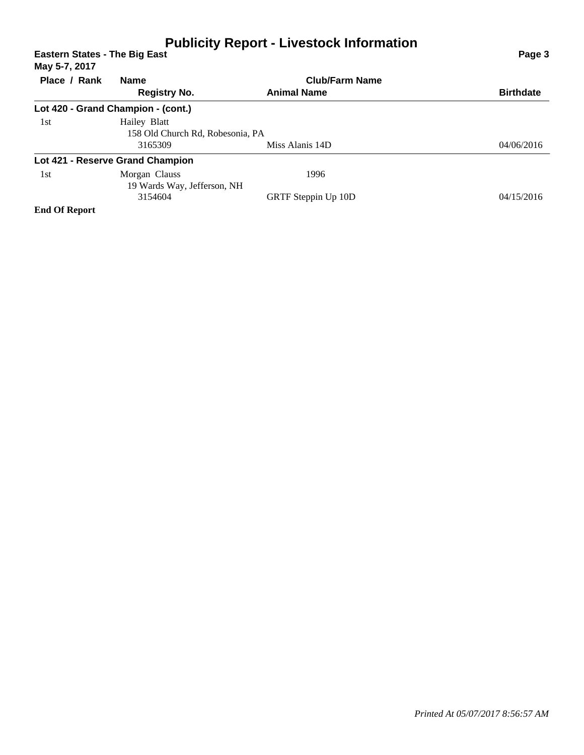# Publicity Report - Livestock Information

**Eastern States - The Big East**
**May 5-7, 2017**

| Place / Rank | Name / Registry No. | Club/Farm Name / Animal Name | Birthdate |
|---|---|---|---|
| **Lot 420 - Grand Champion - (cont.)** | | | |
| 1st | Hailey Blatt<br>158 Old Church Rd, Robesonia, PA<br>3165309 | Miss Alanis 14D | 04/06/2016 |
| **Lot 421 - Reserve Grand Champion** | | | |
| 1st | Morgan Clauss<br>19 Wards Way, Jefferson, NH<br>3154604 | 1996<br>GRTF Steppin Up 10D | 04/15/2016 |

**End Of Report**

*Printed At 05/07/2017 8:56:57 AM*